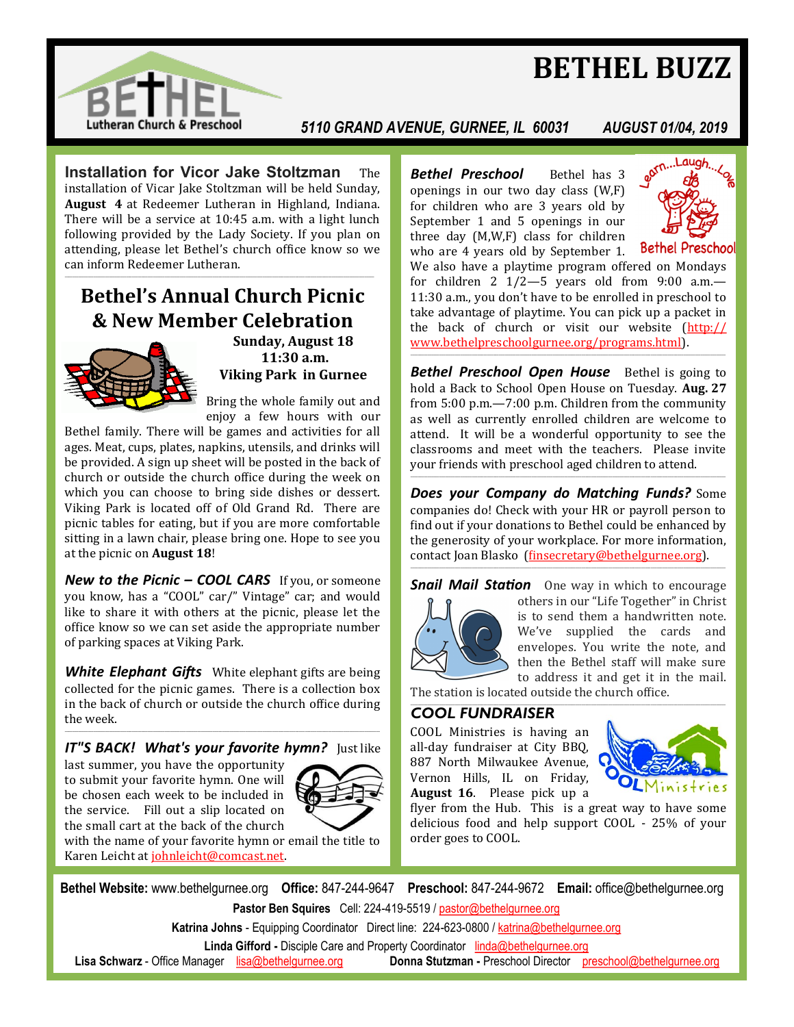# BETHEL BUZZ

Bethel Lutheran Church & Preschool

*5110 GRAND AVENUE, GURNEE, IL 60031* *AUGUST 01/04, 2019*

**Installation for Vicor Jake Stoltzman** The installation of Vicar Jake Stoltzman will be held Sunday, **August 4** at Redeemer Lutheran in Highland, Indiana. There will be a service at 10:45 a.m. with a light lunch following provided by the Lady Society. If you plan on attending, please let Bethel's church office know so we can inform Redeemer Lutheran.

## Bethel's Annual Church Picnic & New Member Celebration

**Sunday, August 18**
**11:30 a.m.**
**Viking Park in Gurnee**

Bring the whole family out and enjoy a few hours with our Bethel family. There will be games and activities for all ages. Meat, cups, plates, napkins, utensils, and drinks will be provided. A sign up sheet will be posted in the back of church or outside the church office during the week on which you can choose to bring side dishes or dessert. Viking Park is located off of Old Grand Rd. There are picnic tables for eating, but if you are more comfortable sitting in a lawn chair, please bring one. Hope to see you at the picnic on **August 18**!

***New to the Picnic – COOL CARS*** If you, or someone you know, has a "COOL" car/" Vintage" car; and would like to share it with others at the picnic, please let the office know so we can set aside the appropriate number of parking spaces at Viking Park.

***White Elephant Gifts*** White elephant gifts are being collected for the picnic games. There is a collection box in the back of church or outside the church office during the week.

***IT"S BACK! What's your favorite hymn?*** Just like last summer, you have the opportunity to submit your favorite hymn. One will be chosen each week to be included in the service. Fill out a slip located on the small cart at the back of the church with the name of your favorite hymn or email the title to Karen Leicht at johnleicht@comcast.net.

***Bethel Preschool*** Bethel has 3 openings in our two day class (W,F) for children who are 3 years old by September 1 and 5 openings in our three day (M,W,F) class for children who are 4 years old by September 1. We also have a playtime program offered on Mondays for children 2 1/2—5 years old from 9:00 a.m.—11:30 a.m., you don't have to be enrolled in preschool to take advantage of playtime. You can pick up a packet in the back of church or visit our website (http://www.bethelpreschoolgurnee.org/programs.html).

***Bethel Preschool Open House*** Bethel is going to hold a Back to School Open House on Tuesday. **Aug. 27** from 5:00 p.m.—7:00 p.m. Children from the community as well as currently enrolled children are welcome to attend. It will be a wonderful opportunity to see the classrooms and meet with the teachers. Please invite your friends with preschool aged children to attend.

***Does your Company do Matching Funds?*** Some companies do! Check with your HR or payroll person to find out if your donations to Bethel could be enhanced by the generosity of your workplace. For more information, contact Joan Blasko (finsecretary@bethelgurnee.org).

***Snail Mail Station*** One way in which to encourage others in our "Life Together" in Christ is to send them a handwritten note. We've supplied the cards and envelopes. You write the note, and then the Bethel staff will make sure to address it and get it in the mail. The station is located outside the church office.

***COOL FUNDRAISER***

COOL Ministries is having an all-day fundraiser at City BBQ, 887 North Milwaukee Avenue, Vernon Hills, IL on Friday, **August 16**. Please pick up a flyer from the Hub. This is a great way to have some delicious food and help support COOL - 25% of your order goes to COOL.

**Bethel Website:** www.bethelgurnee.org **Office:** 847-244-9647 **Preschool:** 847-244-9672 **Email:** office@bethelgurnee.org

**Pastor Ben Squires** Cell: 224-419-5519 / pastor@bethelgurnee.org

**Katrina Johns** - Equipping Coordinator Direct line: 224-623-0800 / katrina@bethelgurnee.org

**Linda Gifford** - Disciple Care and Property Coordinator linda@bethelgurnee.org

**Lisa Schwarz** - Office Manager lisa@bethelgurnee.org **Donna Stutzman** - Preschool Director preschool@bethelgurnee.org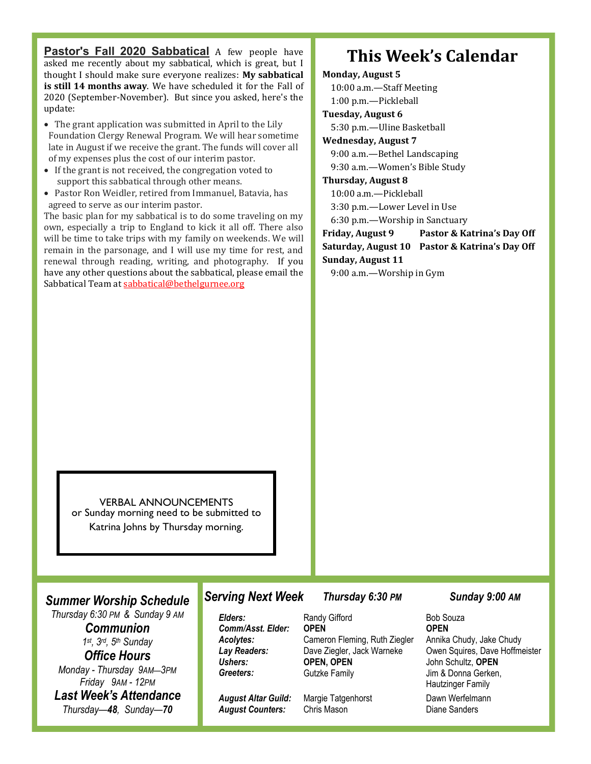**Pastor's Fall 2020 Sabbatical** A few people have asked me recently about my sabbatical, which is great, but I thought I should make sure everyone realizes: **My sabbatical is still 14 months away**. We have scheduled it for the Fall of 2020 (September-November). But since you asked, here's the update:

- The grant application was submitted in April to the Lily Foundation Clergy Renewal Program. We will hear sometime late in August if we receive the grant. The funds will cover all of my expenses plus the cost of our interim pastor.
- If the grant is not received, the congregation voted to support this sabbatical through other means.
- Pastor Ron Weidler, retired from Immanuel, Batavia, has agreed to serve as our interim pastor.

The basic plan for my sabbatical is to do some traveling on my own, especially a trip to England to kick it all off. There also will be time to take trips with my family on weekends. We will remain in the parsonage, and I will use my time for rest, and renewal through reading, writing, and photography. If you have any other questions about the sabbatical, please email the Sabbatical Team at sabbatical@bethelgurnee.org

VERBAL ANNOUNCEMENTS
or Sunday morning need to be submitted to
Katrina Johns by Thursday morning.

# This Week's Calendar

**Monday, August 5**
10:00 a.m.—Staff Meeting
1:00 p.m.—Pickleball

**Tuesday, August 6**
5:30 p.m.—Uline Basketball

**Wednesday, August 7**
9:00 a.m.—Bethel Landscaping
9:30 a.m.—Women's Bible Study

**Thursday, August 8**
10:00 a.m.—Pickleball
3:30 p.m.—Lower Level in Use
6:30 p.m.—Worship in Sanctuary

**Friday, August 9** **Pastor & Katrina's Day Off**

**Saturday, August 10** **Pastor & Katrina's Day Off**

**Sunday, August 11**
9:00 a.m.—Worship in Gym

## *Summer Worship Schedule*

*Thursday 6:30 PM & Sunday 9 AM*

### *Communion*

*1st, 3rd, 5th Sunday*

### *Office Hours*

*Monday - Thursday 9AM—3PM*
*Friday 9AM - 12PM*

### *Last Week's Attendance*

*Thursday—**48**, Sunday—**70***

## *Serving Next Week*

| | *Thursday 6:30 PM* | *Sunday 9:00 AM* |
|---|---|---|
| ***Elders:*** | Randy Gifford | Bob Souza |
| ***Comm/Asst. Elder:*** | **OPEN** | **OPEN** |
| ***Acolytes:*** | Cameron Fleming, Ruth Ziegler | Annika Chudy, Jake Chudy |
| ***Lay Readers:*** | Dave Ziegler, Jack Warneke | Owen Squires, Dave Hoffmeister |
| ***Ushers:*** | **OPEN, OPEN** | John Schultz, **OPEN** |
| ***Greeters:*** | Gutzke Family | Jim & Donna Gerken, Hautzinger Family |
| ***August Altar Guild:*** | Margie Tatgenhorst | Dawn Werfelmann |
| ***August Counters:*** | Chris Mason | Diane Sanders |